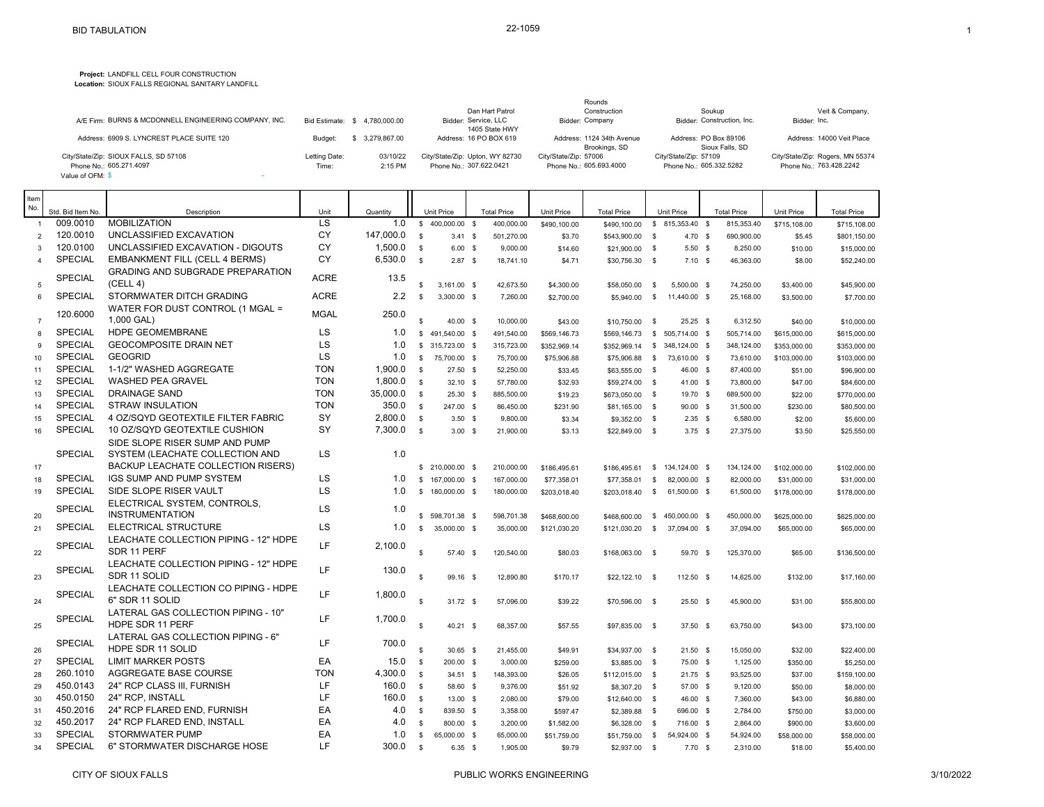# BID TABULATION

22-1059

**Project:** LANDFILL CELL FOUR CONSTRUCTION
**Location:** SIOUX FALLS REGIONAL SANITARY LANDFILL

| | | | | | |
|---|---|---|---|---|---|
| A/E Firm: BURNS & MCDONNELL ENGINEERING COMPANY, INC. | Bid Estimate: $ 4,780,000.00 | Bidder: Dan Hart Patrol Service, LLC 1405 State HWY | Bidder: Rounds Construction Company | Bidder: Soukup Construction, Inc. | Bidder: Veit & Company, Inc. |
| Address: 6909 S. LYNCREST PLACE SUITE 120 | Budget: $ 3,279,867.00 | Address: 16 PO BOX 619 | Address: 1124 34th Avenue Brookings, SD | Address: PO Box 89106 Sioux Falls, SD | Address: 14000 Veit Place |
| City/State/Zip: SIOUX FALLS, SD 57108 | Letting Date: 03/10/22 | City/State/Zip: Upton, WY 82730 | City/State/Zip: 57006 | City/State/Zip: 57109 | City/State/Zip: Rogers, MN 55374 |
| Phone No.: 605.271.4097 | Time: 2:15 PM | Phone No.: 307.622.0421 | Phone No.: 605.693.4000 | Phone No.: 605.332.5282 | Phone No.: 763.428.2242 |
| Value of OFM: $ - | | | | | |

| Item No. | Std. Bid Item No. | Description | Unit | Quantity | Dan Hart Unit Price | Dan Hart Total Price | Rounds Unit Price | Rounds Total Price | Soukup Unit Price | Soukup Total Price | Veit Unit Price | Veit Total Price |
|---|---|---|---|---|---|---|---|---|---|---|---|---|
| 1 | 009.0010 | MOBILIZATION | LS | 1.0 | $ 400,000.00 | $ 400,000.00 | $490,100.00 | $490,100.00 | $ 815,353.40 | $ 815,353.40 | $715,108.00 | $715,108.00 |
| 2 | 120.0010 | UNCLASSIFIED EXCAVATION | CY | 147,000.0 | $ 3.41 | $ 501,270.00 | $3.70 | $543,900.00 | $ 4.70 | $ 690,900.00 | $5.45 | $801,150.00 |
| 3 | 120.0100 | UNCLASSIFIED EXCAVATION - DIGOUTS | CY | 1,500.0 | $ 6.00 | $ 9,000.00 | $14.60 | $21,900.00 | $ 5.50 | $ 8,250.00 | $10.00 | $15,000.00 |
| 4 | SPECIAL | EMBANKMENT FILL (CELL 4 BERMS) | CY | 6,530.0 | $ 2.87 | $ 18,741.10 | $4.71 | $30,756.30 | $ 7.10 | $ 46,363.00 | $8.00 | $52,240.00 |
| 5 | SPECIAL | GRADING AND SUBGRADE PREPARATION (CELL 4) | ACRE | 13.5 | $ 3,161.00 | $ 42,673.50 | $4,300.00 | $58,050.00 | $ 5,500.00 | $ 74,250.00 | $3,400.00 | $45,900.00 |
| 6 | SPECIAL | STORMWATER DITCH GRADING | ACRE | 2.2 | $ 3,300.00 | $ 7,260.00 | $2,700.00 | $5,940.00 | $ 11,440.00 | $ 25,168.00 | $3,500.00 | $7,700.00 |
| 7 | 120.6000 | WATER FOR DUST CONTROL (1 MGAL = 1,000 GAL) | MGAL | 250.0 | $ 40.00 | $ 10,000.00 | $43.00 | $10,750.00 | $ 25.25 | $ 6,312.50 | $40.00 | $10,000.00 |
| 8 | SPECIAL | HDPE GEOMEMBRANE | LS | 1.0 | $ 491,540.00 | $ 491,540.00 | $569,146.73 | $569,146.73 | $ 505,714.00 | $ 505,714.00 | $615,000.00 | $615,000.00 |
| 9 | SPECIAL | GEOCOMPOSITE DRAIN NET | LS | 1.0 | $ 315,723.00 | $ 315,723.00 | $352,969.14 | $352,969.14 | $ 348,124.00 | $ 348,124.00 | $353,000.00 | $353,000.00 |
| 10 | SPECIAL | GEOGRID | LS | 1.0 | $ 75,700.00 | $ 75,700.00 | $75,906.88 | $75,906.88 | $ 73,610.00 | $ 73,610.00 | $103,000.00 | $103,000.00 |
| 11 | SPECIAL | 1-1/2" WASHED AGGREGATE | TON | 1,900.0 | $ 27.50 | $ 52,250.00 | $33.45 | $63,555.00 | $ 46.00 | $ 87,400.00 | $51.00 | $96,900.00 |
| 12 | SPECIAL | WASHED PEA GRAVEL | TON | 1,800.0 | $ 32.10 | $ 57,780.00 | $32.93 | $59,274.00 | $ 41.00 | $ 73,800.00 | $47.00 | $84,600.00 |
| 13 | SPECIAL | DRAINAGE SAND | TON | 35,000.0 | $ 25.30 | $ 885,500.00 | $19.23 | $673,050.00 | $ 19.70 | $ 689,500.00 | $22.00 | $770,000.00 |
| 14 | SPECIAL | STRAW INSULATION | TON | 350.0 | $ 247.00 | $ 86,450.00 | $231.90 | $81,165.00 | $ 90.00 | $ 31,500.00 | $230.00 | $80,500.00 |
| 15 | SPECIAL | 4 OZ/SQYD GEOTEXTILE FILTER FABRIC | SY | 2,800.0 | $ 3.50 | $ 9,800.00 | $3.34 | $9,352.00 | $ 2.35 | $ 6,580.00 | $2.00 | $5,600.00 |
| 16 | SPECIAL | 10 OZ/SQYD GEOTEXTILE CUSHION | SY | 7,300.0 | $ 3.00 | $ 21,900.00 | $3.13 | $22,849.00 | $ 3.75 | $ 27,375.00 | $3.50 | $25,550.00 |
| 17 | SPECIAL | SIDE SLOPE RISER SUMP AND PUMP SYSTEM (LEACHATE COLLECTION AND BACKUP LEACHATE COLLECTION RISERS) | LS | 1.0 | $ 210,000.00 | $ 210,000.00 | $186,495.61 | $186,495.61 | $ 134,124.00 | $ 134,124.00 | $102,000.00 | $102,000.00 |
| 18 | SPECIAL | IGS SUMP AND PUMP SYSTEM | LS | 1.0 | $ 167,000.00 | $ 167,000.00 | $77,358.01 | $77,358.01 | $ 82,000.00 | $ 82,000.00 | $31,000.00 | $31,000.00 |
| 19 | SPECIAL | SIDE SLOPE RISER VAULT | LS | 1.0 | $ 180,000.00 | $ 180,000.00 | $203,018.40 | $203,018.40 | $ 61,500.00 | $ 61,500.00 | $178,000.00 | $178,000.00 |
| 20 | SPECIAL | ELECTRICAL SYSTEM, CONTROLS, INSTRUMENTATION | LS | 1.0 | $ 598,701.38 | $ 598,701.38 | $468,600.00 | $468,600.00 | $ 450,000.00 | $ 450,000.00 | $625,000.00 | $625,000.00 |
| 21 | SPECIAL | ELECTRICAL STRUCTURE | LS | 1.0 | $ 35,000.00 | $ 35,000.00 | $121,030.20 | $121,030.20 | $ 37,094.00 | $ 37,094.00 | $65,000.00 | $65,000.00 |
| 22 | SPECIAL | LEACHATE COLLECTION PIPING - 12" HDPE SDR 11 PERF | LF | 2,100.0 | $ 57.40 | $ 120,540.00 | $80.03 | $168,063.00 | $ 59.70 | $ 125,370.00 | $65.00 | $136,500.00 |
| 23 | SPECIAL | LEACHATE COLLECTION PIPING - 12" HDPE SDR 11 SOLID | LF | 130.0 | $ 99.16 | $ 12,890.80 | $170.17 | $22,122.10 | $ 112.50 | $ 14,625.00 | $132.00 | $17,160.00 |
| 24 | SPECIAL | LEACHATE COLLECTION CO PIPING - HDPE 6" SDR 11 SOLID | LF | 1,800.0 | $ 31.72 | $ 57,096.00 | $39.22 | $70,596.00 | $ 25.50 | $ 45,900.00 | $31.00 | $55,800.00 |
| 25 | SPECIAL | LATERAL GAS COLLECTION PIPING - 10" HDPE SDR 11 PERF | LF | 1,700.0 | $ 40.21 | $ 68,357.00 | $57.55 | $97,835.00 | $ 37.50 | $ 63,750.00 | $43.00 | $73,100.00 |
| 26 | SPECIAL | LATERAL GAS COLLECTION PIPING - 6" HDPE SDR 11 SOLID | LF | 700.0 | $ 30.65 | $ 21,455.00 | $49.91 | $34,937.00 | $ 21.50 | $ 15,050.00 | $32.00 | $22,400.00 |
| 27 | SPECIAL | LIMIT MARKER POSTS | EA | 15.0 | $ 200.00 | $ 3,000.00 | $259.00 | $3,885.00 | $ 75.00 | $ 1,125.00 | $350.00 | $5,250.00 |
| 28 | 260.1010 | AGGREGATE BASE COURSE | TON | 4,300.0 | $ 34.51 | $ 148,393.00 | $26.05 | $112,015.00 | $ 21.75 | $ 93,525.00 | $37.00 | $159,100.00 |
| 29 | 450.0143 | 24" RCP CLASS III, FURNISH | LF | 160.0 | $ 58.60 | $ 9,376.00 | $51.92 | $8,307.20 | $ 57.00 | $ 9,120.00 | $50.00 | $8,000.00 |
| 30 | 450.0150 | 24" RCP, INSTALL | LF | 160.0 | $ 13.00 | $ 2,080.00 | $79.00 | $12,640.00 | $ 46.00 | $ 7,360.00 | $43.00 | $6,880.00 |
| 31 | 450.2016 | 24" RCP FLARED END, FURNISH | EA | 4.0 | $ 839.50 | $ 3,358.00 | $597.47 | $2,389.88 | $ 696.00 | $ 2,784.00 | $750.00 | $3,000.00 |
| 32 | 450.2017 | 24" RCP FLARED END, INSTALL | EA | 4.0 | $ 800.00 | $ 3,200.00 | $1,582.00 | $6,328.00 | $ 716.00 | $ 2,864.00 | $900.00 | $3,600.00 |
| 33 | SPECIAL | STORMWATER PUMP | EA | 1.0 | $ 65,000.00 | $ 65,000.00 | $51,759.00 | $51,759.00 | $ 54,924.00 | $ 54,924.00 | $58,000.00 | $58,000.00 |
| 34 | SPECIAL | 6" STORMWATER DISCHARGE HOSE | LF | 300.0 | $ 6.35 | $ 1,905.00 | $9.79 | $2,937.00 | $ 7.70 | $ 2,310.00 | $18.00 | $5,400.00 |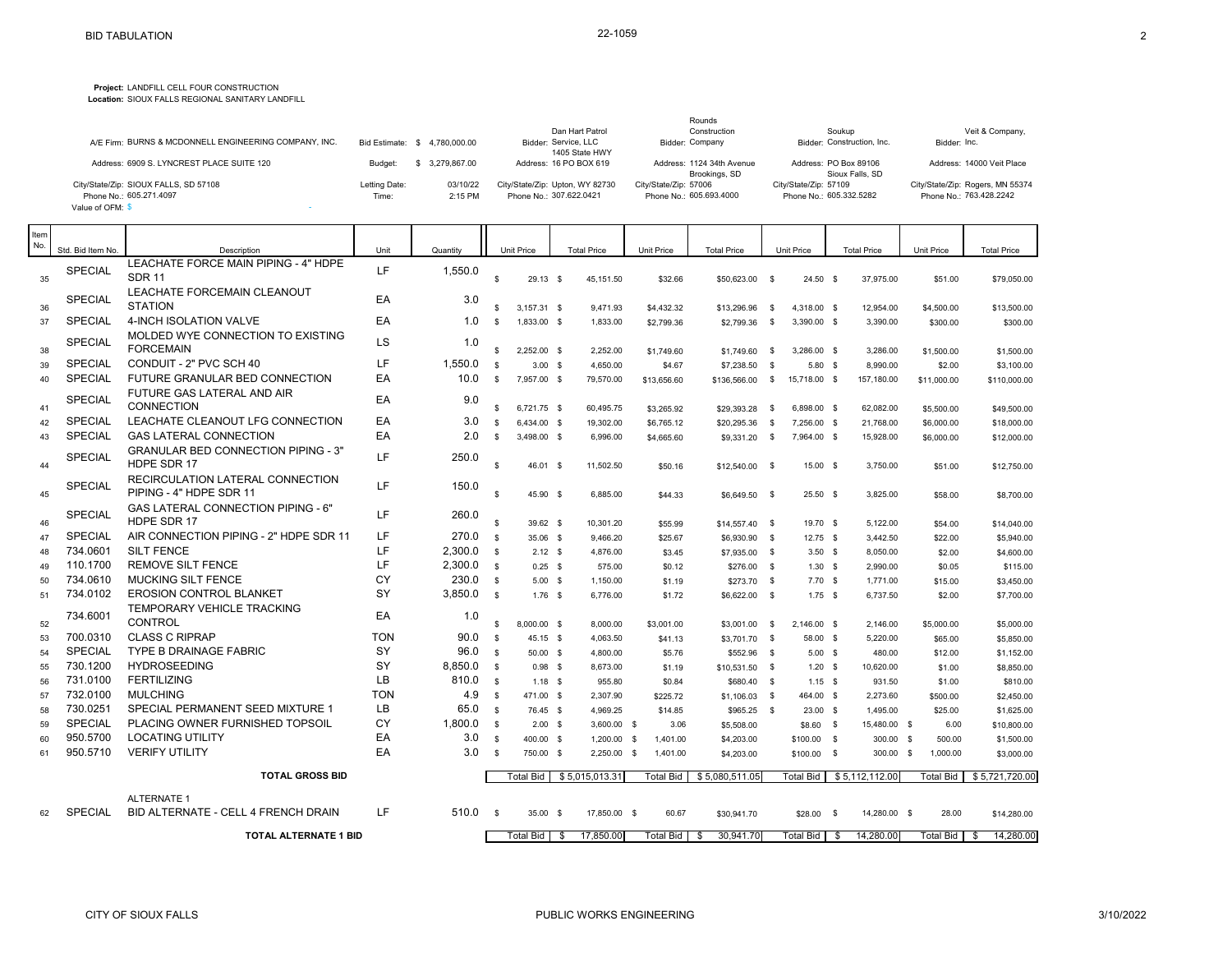**Project:** LANDFILL CELL FOUR CONSTRUCTION
**Location:** SIOUX FALLS REGIONAL SANITARY LANDFILL

| | | | | | | | | |
|---|---|---|---|---|---|---|---|---|
| A/E Firm: BURNS & MCDONNELL ENGINEERING COMPANY, INC. | Bid Estimate: $ 4,780,000.00 | Bidder: Dan Hart Patrol Service, LLC | Bidder: Rounds Construction Company | Bidder: Soukup Construction, Inc. | Bidder: Veit & Company, Inc. |
| Address: 6909 S. LYNCREST PLACE SUITE 120 | Budget: $ 3,279,867.00 | Address: 1405 State HWY 16 PO BOX 619 | Address: 1124 34th Avenue Brookings, SD | Address: PO Box 89106 Sioux Falls, SD | Address: 14000 Veit Place |
| City/State/Zip: SIOUX FALLS, SD 57108 | Letting Date: 03/10/22 | City/State/Zip: Upton, WY 82730 | City/State/Zip: 57006 | City/State/Zip: 57109 | City/State/Zip: Rogers, MN 55374 |
| Phone No.: 605.271.4097 | Time: 2:15 PM | Phone No.: 307.622.0421 | Phone No.: 605.693.4000 | Phone No.: 605.332.5282 | Phone No.: 763.428.2242 |
| Value of OFM: $ - | | | | | |

| Item No. | Std. Bid Item No. | Description | Unit | Quantity | Dan Hart Unit Price | Dan Hart Total Price | Rounds Unit Price | Rounds Total Price | Soukup Unit Price | Soukup Total Price | Veit Unit Price | Veit Total Price |
|---|---|---|---|---|---|---|---|---|---|---|---|---|
| 35 | SPECIAL | LEACHATE FORCE MAIN PIPING - 4" HDPE SDR 11 | LF | 1,550.0 | $ 29.13 | $ 45,151.50 | $32.66 | $50,623.00 | $ 24.50 | $ 37,975.00 | $51.00 | $79,050.00 |
| 36 | SPECIAL | LEACHATE FORCEMAIN CLEANOUT STATION | EA | 3.0 | $ 3,157.31 | $ 9,471.93 | $4,432.32 | $13,296.96 | $ 4,318.00 | $ 12,954.00 | $4,500.00 | $13,500.00 |
| 37 | SPECIAL | 4-INCH ISOLATION VALVE | EA | 1.0 | $ 1,833.00 | $ 1,833.00 | $2,799.36 | $2,799.36 | $ 3,390.00 | $ 3,390.00 | $300.00 | $300.00 |
| 38 | SPECIAL | MOLDED WYE CONNECTION TO EXISTING FORCEMAIN | LS | 1.0 | $ 2,252.00 | $ 2,252.00 | $1,749.60 | $1,749.60 | $ 3,286.00 | $ 3,286.00 | $1,500.00 | $1,500.00 |
| 39 | SPECIAL | CONDUIT - 2" PVC SCH 40 | LF | 1,550.0 | $ 3.00 | $ 4,650.00 | $4.67 | $7,238.50 | $ 5.80 | $ 8,990.00 | $2.00 | $3,100.00 |
| 40 | SPECIAL | FUTURE GRANULAR BED CONNECTION | EA | 10.0 | $ 7,957.00 | $ 79,570.00 | $13,656.60 | $136,566.00 | $ 15,718.00 | $ 157,180.00 | $11,000.00 | $110,000.00 |
| 41 | SPECIAL | FUTURE GAS LATERAL AND AIR CONNECTION | EA | 9.0 | $ 6,721.75 | $ 60,495.75 | $3,265.92 | $29,393.28 | $ 6,898.00 | $ 62,082.00 | $5,500.00 | $49,500.00 |
| 42 | SPECIAL | LEACHATE CLEANOUT LFG CONNECTION | EA | 3.0 | $ 6,434.00 | $ 19,302.00 | $6,765.12 | $20,295.36 | $ 7,256.00 | $ 21,768.00 | $6,000.00 | $18,000.00 |
| 43 | SPECIAL | GAS LATERAL CONNECTION | EA | 2.0 | $ 3,498.00 | $ 6,996.00 | $4,665.60 | $9,331.20 | $ 7,964.00 | $ 15,928.00 | $6,000.00 | $12,000.00 |
| 44 | SPECIAL | GRANULAR BED CONNECTION PIPING - 3" HDPE SDR 17 | LF | 250.0 | $ 46.01 | $ 11,502.50 | $50.16 | $12,540.00 | $ 15.00 | $ 3,750.00 | $51.00 | $12,750.00 |
| 45 | SPECIAL | RECIRCULATION LATERAL CONNECTION PIPING - 4" HDPE SDR 11 | LF | 150.0 | $ 45.90 | $ 6,885.00 | $44.33 | $6,649.50 | $ 25.50 | $ 3,825.00 | $58.00 | $8,700.00 |
| 46 | SPECIAL | GAS LATERAL CONNECTION PIPING - 6" HDPE SDR 17 | LF | 260.0 | $ 39.62 | $ 10,301.20 | $55.99 | $14,557.40 | $ 19.70 | $ 5,122.00 | $54.00 | $14,040.00 |
| 47 | SPECIAL | AIR CONNECTION PIPING - 2" HDPE SDR 11 | LF | 270.0 | $ 35.06 | $ 9,466.20 | $25.67 | $6,930.90 | $ 12.75 | $ 3,442.50 | $22.00 | $5,940.00 |
| 48 | 734.0601 | SILT FENCE | LF | 2,300.0 | $ 2.12 | $ 4,876.00 | $3.45 | $7,935.00 | $ 3.50 | $ 8,050.00 | $2.00 | $4,600.00 |
| 49 | 110.1700 | REMOVE SILT FENCE | LF | 2,300.0 | $ 0.25 | $ 575.00 | $0.12 | $276.00 | $ 1.30 | $ 2,990.00 | $0.05 | $115.00 |
| 50 | 734.0610 | MUCKING SILT FENCE | CY | 230.0 | $ 5.00 | $ 1,150.00 | $1.19 | $273.70 | $ 7.70 | $ 1,771.00 | $15.00 | $3,450.00 |
| 51 | 734.0102 | EROSION CONTROL BLANKET | SY | 3,850.0 | $ 1.76 | $ 6,776.00 | $1.72 | $6,622.00 | $ 1.75 | $ 6,737.50 | $2.00 | $7,700.00 |
| 52 | 734.6001 | TEMPORARY VEHICLE TRACKING CONTROL | EA | 1.0 | $ 8,000.00 | $ 8,000.00 | $3,001.00 | $3,001.00 | $ 2,146.00 | $ 2,146.00 | $5,000.00 | $5,000.00 |
| 53 | 700.0310 | CLASS C RIPRAP | TON | 90.0 | $ 45.15 | $ 4,063.50 | $41.13 | $3,701.70 | $ 58.00 | $ 5,220.00 | $65.00 | $5,850.00 |
| 54 | SPECIAL | TYPE B DRAINAGE FABRIC | SY | 96.0 | $ 50.00 | $ 4,800.00 | $5.76 | $552.96 | $ 5.00 | $ 480.00 | $12.00 | $1,152.00 |
| 55 | 730.1200 | HYDROSEEDING | SY | 8,850.0 | $ 0.98 | $ 8,673.00 | $1.19 | $10,531.50 | $ 1.20 | $ 10,620.00 | $1.00 | $8,850.00 |
| 56 | 731.0100 | FERTILIZING | LB | 810.0 | $ 1.18 | $ 955.80 | $0.84 | $680.40 | $ 1.15 | $ 931.50 | $1.00 | $810.00 |
| 57 | 732.0100 | MULCHING | TON | 4.9 | $ 471.00 | $ 2,307.90 | $225.72 | $1,106.03 | $ 464.00 | $ 2,273.60 | $500.00 | $2,450.00 |
| 58 | 730.0251 | SPECIAL PERMANENT SEED MIXTURE 1 | LB | 65.0 | $ 76.45 | $ 4,969.25 | $14.85 | $965.25 | $ 23.00 | $ 1,495.00 | $25.00 | $1,625.00 |
| 59 | SPECIAL | PLACING OWNER FURNISHED TOPSOIL | CY | 1,800.0 | $ 2.00 | $ 3,600.00 | $ 3.06 | $5,508.00 | $8.60 | $ 15,480.00 | $ 6.00 | $10,800.00 |
| 60 | 950.5700 | LOCATING UTILITY | EA | 3.0 | $ 400.00 | $ 1,200.00 | $ 1,401.00 | $4,203.00 | $100.00 | $ 300.00 | $ 500.00 | $1,500.00 |
| 61 | 950.5710 | VERIFY UTILITY | EA | 3.0 | $ 750.00 | $ 2,250.00 | $ 1,401.00 | $4,203.00 | $100.00 | $ 300.00 | $ 1,000.00 | $3,000.00 |
| | | **TOTAL GROSS BID** | | | Total Bid | $ 5,015,013.31 | Total Bid | $ 5,080,511.05 | Total Bid | $ 5,112,112.00 | Total Bid | $ 5,721,720.00 |
| 62 | SPECIAL | ALTERNATE 1 BID ALTERNATE - CELL 4 FRENCH DRAIN | LF | 510.0 | $ 35.00 | $ 17,850.00 | $ 60.67 | $30,941.70 | $28.00 | $ 14,280.00 | $ 28.00 | $14,280.00 |
| | | **TOTAL ALTERNATE 1 BID** | | | Total Bid | $ 17,850.00 | Total Bid | $ 30,941.70 | Total Bid | $ 14,280.00 | Total Bid | $ 14,280.00 |